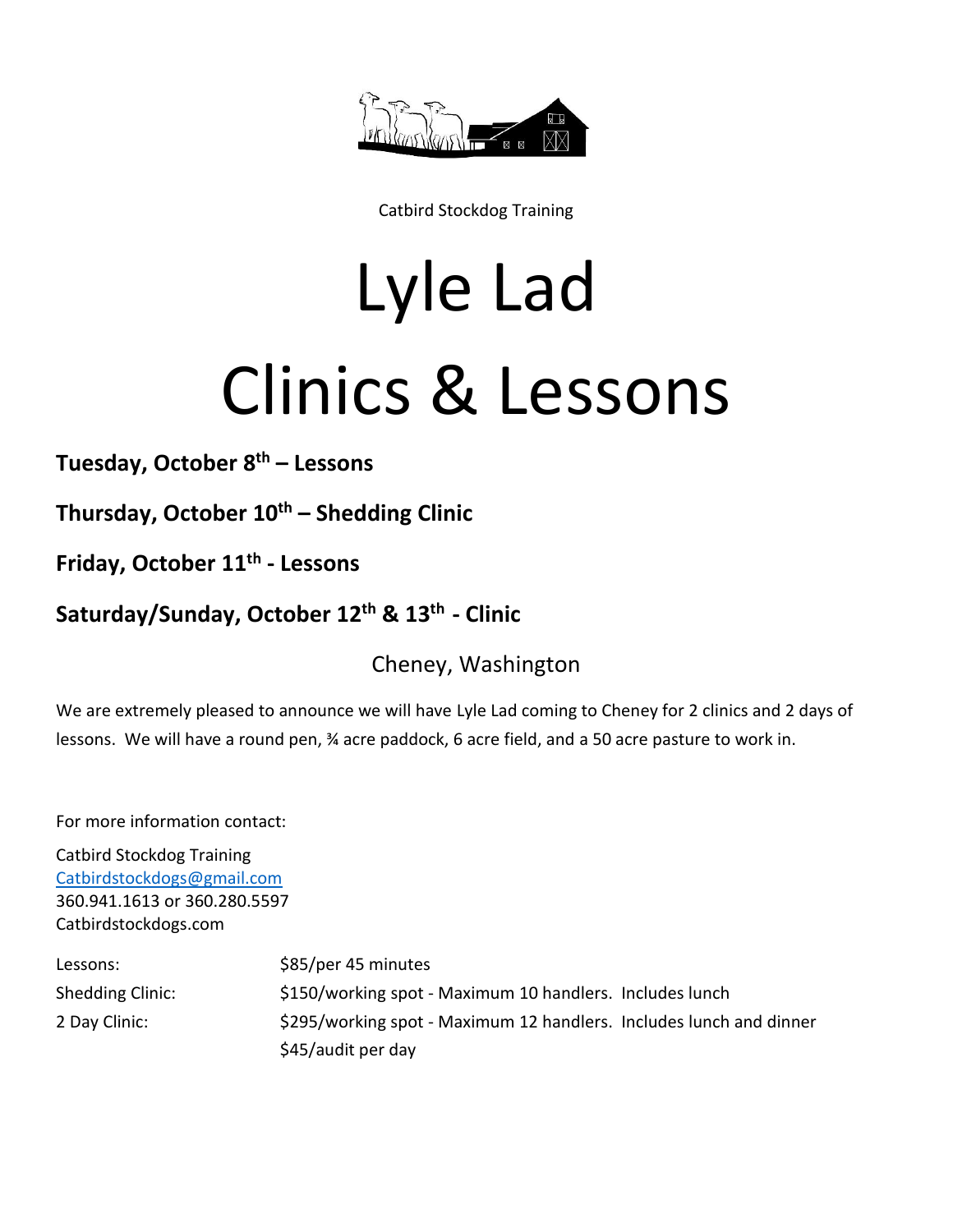Catbird Stockdog Training

# Lyle Lad

# Clinics & Lessons

**Tuesday, October 8th – Lessons**

**Thursday, October 10th – Shedding Clinic**

**Friday, October 11th - Lessons**

**Saturday/Sunday, October 12th & 13th - Clinic**

Cheney, Washington

We are extremely pleased to announce we will have Lyle Lad coming to Cheney for 2 clinics and 2 days of lessons. We will have a round pen, ¾ acre paddock, 6 acre field, and a 50 acre pasture to work in.

For more information contact:

Catbird Stockdog Training
Catbirdstockdogs@gmail.com
360.941.1613 or 360.280.5597
Catbirdstockdogs.com

| | |
|---|---|
| Lessons: | $85/per 45 minutes |
| Shedding Clinic: | $150/working spot - Maximum 10 handlers. Includes lunch |
| 2 Day Clinic: | $295/working spot - Maximum 12 handlers. Includes lunch and dinner |
| | $45/audit per day |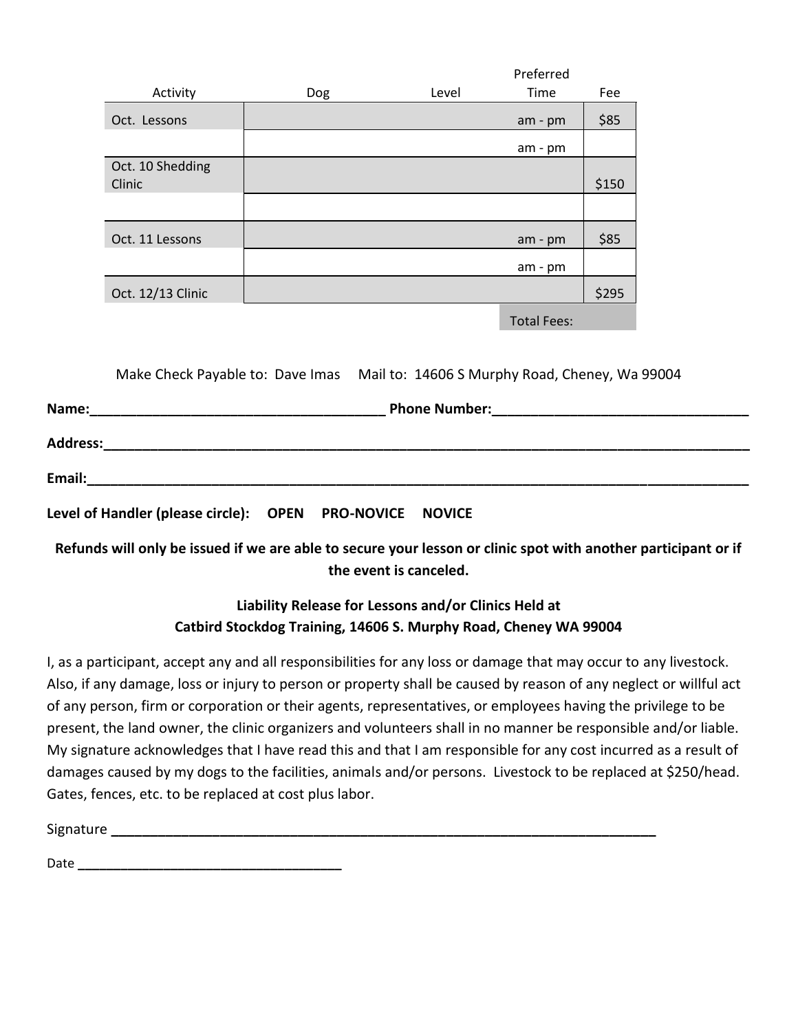| Activity | Dog | Level | Preferred Time | Fee |
|---|---|---|---|---|
| Oct. Lessons | | | am - pm | $85 |
| | | | am - pm | |
| Oct. 10 Shedding Clinic | | | | $150 |
| | | | | |
| Oct. 11 Lessons | | | am - pm | $85 |
| | | | am - pm | |
| Oct. 12/13 Clinic | | | | $295 |
| | | | Total Fees: | |

Make Check Payable to: Dave Imas  Mail to: 14606 S Murphy Road, Cheney, Wa 99004

**Name:**_______________________________________ **Phone Number:**_________________________________

**Address:**_____________________________________________________________________________________

**Email:**_______________________________________________________________________________________

**Level of Handler (please circle): OPEN PRO-NOVICE NOVICE**

**Refunds will only be issued if we are able to secure your lesson or clinic spot with another participant or if the event is canceled.**

**Liability Release for Lessons and/or Clinics Held at**
**Catbird Stockdog Training, 14606 S. Murphy Road, Cheney WA 99004**

I, as a participant, accept any and all responsibilities for any loss or damage that may occur to any livestock. Also, if any damage, loss or injury to person or property shall be caused by reason of any neglect or willful act of any person, firm or corporation or their agents, representatives, or employees having the privilege to be present, the land owner, the clinic organizers and volunteers shall in no manner be responsible and/or liable. My signature acknowledges that I have read this and that I am responsible for any cost incurred as a result of damages caused by my dogs to the facilities, animals and/or persons. Livestock to be replaced at $250/head. Gates, fences, etc. to be replaced at cost plus labor.

Signature ___________________________________________________________________________

Date ____________________________________